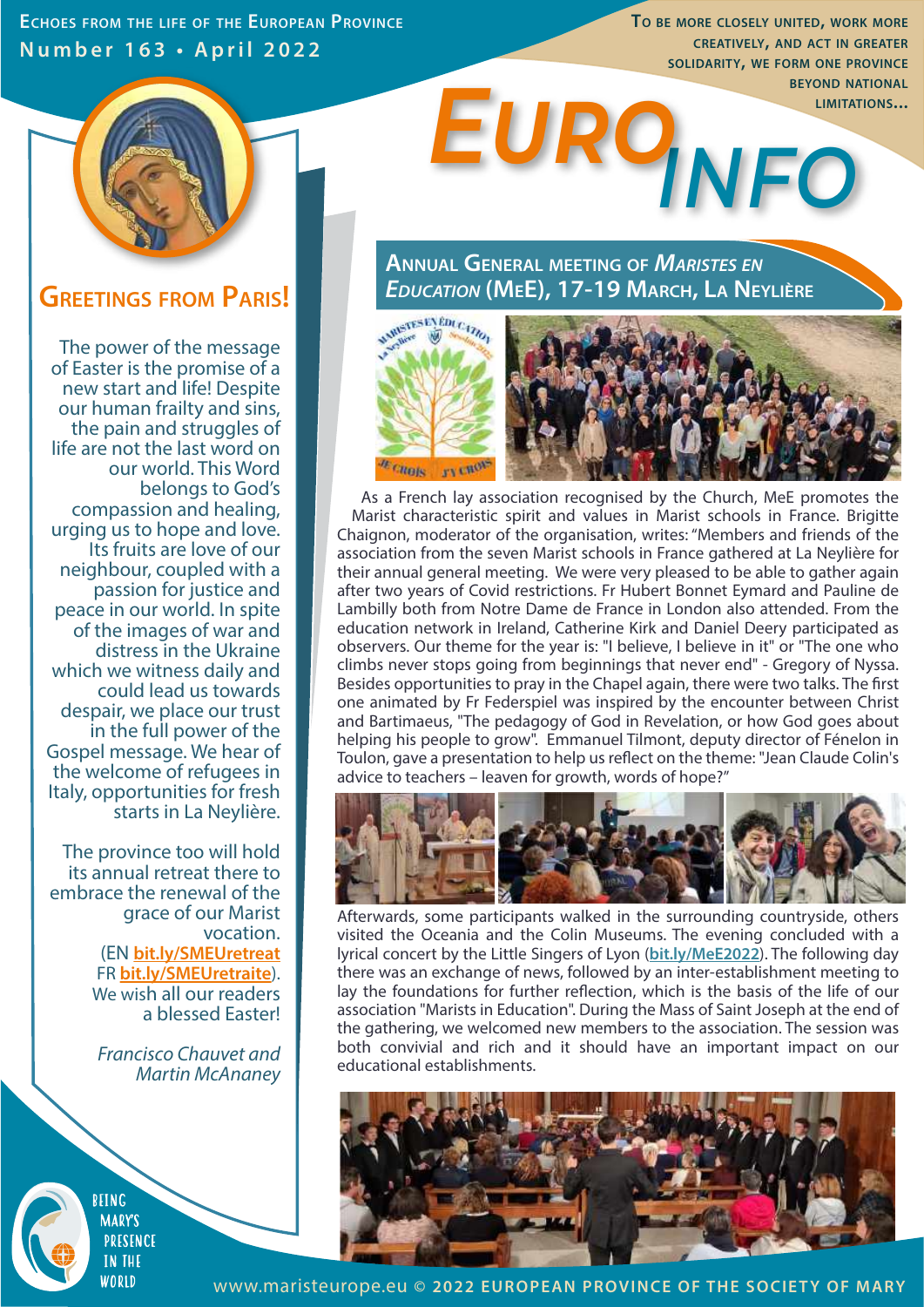ECHOES FROM THE LIFE OF THE EUROPEAN PROVINCE
Number 163 • April 2022

TO BE MORE CLOSELY UNITED, WORK MORE CREATIVELY, AND ACT IN GREATER SOLIDARITY, WE FORM ONE PROVINCE BEYOND NATIONAL LIMITATIONS...

# EURO INFO

## GREETINGS FROM PARIS!

The power of the message of Easter is the promise of a new start and life! Despite our human frailty and sins, the pain and struggles of life are not the last word on our world. This Word belongs to God's compassion and healing, urging us to hope and love. Its fruits are love of our neighbour, coupled with a passion for justice and peace in our world. In spite of the images of war and distress in the Ukraine which we witness daily and could lead us towards despair, we place our trust in the full power of the Gospel message. We hear of the welcome of refugees in Italy, opportunities for fresh starts in La Neylière.

The province too will hold its annual retreat there to embrace the renewal of the grace of our Marist vocation. (EN **bit.ly/SMEUretreat** FR **bit.ly/SMEUretraite**). We wish all our readers a blessed Easter!

*Francisco Chauvet and Martin McAnaney*

## ANNUAL GENERAL MEETING OF *MARISTES EN EDUCATION* (MEE), 17-19 MARCH, LA NEYLIÈRE

As a French lay association recognised by the Church, MeE promotes the Marist characteristic spirit and values in Marist schools in France. Brigitte Chaignon, moderator of the organisation, writes: "Members and friends of the association from the seven Marist schools in France gathered at La Neylière for their annual general meeting. We were very pleased to be able to gather again after two years of Covid restrictions. Fr Hubert Bonnet Eymard and Pauline de Lambilly both from Notre Dame de France in London also attended. From the education network in Ireland, Catherine Kirk and Daniel Deery participated as observers. Our theme for the year is: "I believe, I believe in it" or "The one who climbs never stops going from beginnings that never end" - Gregory of Nyssa. Besides opportunities to pray in the Chapel again, there were two talks. The first one animated by Fr Federspiel was inspired by the encounter between Christ and Bartimaeus, "The pedagogy of God in Revelation, or how God goes about helping his people to grow". Emmanuel Tilmont, deputy director of Fénelon in Toulon, gave a presentation to help us reflect on the theme: "Jean Claude Colin's advice to teachers – leaven for growth, words of hope?"

Afterwards, some participants walked in the surrounding countryside, others visited the Oceania and the Colin Museums. The evening concluded with a lyrical concert by the Little Singers of Lyon (**bit.ly/MeE2022**). The following day there was an exchange of news, followed by an inter-establishment meeting to lay the foundations for further reflection, which is the basis of the life of our association "Marists in Education". During the Mass of Saint Joseph at the end of the gathering, we welcomed new members to the association. The session was both convivial and rich and it should have an important impact on our educational establishments.

BEING MARY'S PRESENCE IN THE WORLD

www.maristeurope.eu © 2022 EUROPEAN PROVINCE OF THE SOCIETY OF MARY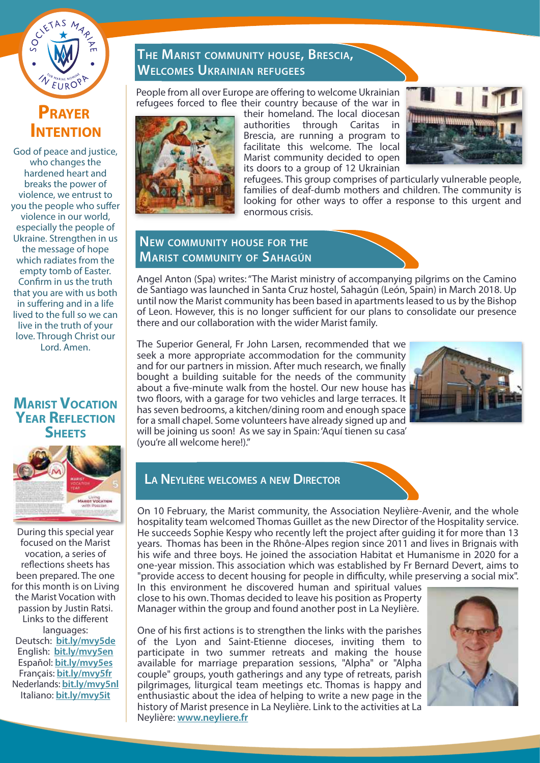## Prayer Intention

God of peace and justice, who changes the hardened heart and breaks the power of violence, we entrust to you the people who suffer violence in our world, especially the people of Ukraine. Strengthen in us the message of hope which radiates from the empty tomb of Easter. Confirm in us the truth that you are with us both in suffering and in a life lived to the full so we can live in the truth of your love. Through Christ our Lord. Amen.

## Marist Vocation Year Reflection Sheets

During this special year focused on the Marist vocation, a series of reflections sheets has been prepared. The one for this month is on Living the Marist Vocation with passion by Justin Ratsi. Links to the different languages:

Deutsch: **bit.ly/mvy5de**
English: **bit.ly/mvy5en**
Español: **bit.ly/mvy5es**
Français: **bit.ly/mvy5fr**
Nederlands: **bit.ly/mvy5nl**
Italiano: **bit.ly/mvy5it**

## The Marist community house, Brescia, welcomes Ukrainian refugees

People from all over Europe are offering to welcome Ukrainian refugees forced to flee their country because of the war in their homeland. The local diocesan authorities through Caritas in Brescia, are running a program to facilitate this welcome. The local Marist community decided to open its doors to a group of 12 Ukrainian refugees. This group comprises of particularly vulnerable people, families of deaf-dumb mothers and children. The community is looking for other ways to offer a response to this urgent and enormous crisis.

## New community house for the Marist community of Sahagún

Angel Anton (Spa) writes: "The Marist ministry of accompanying pilgrims on the Camino de Santiago was launched in Santa Cruz hostel, Sahagún (León, Spain) in March 2018. Up until now the Marist community has been based in apartments leased to us by the Bishop of Leon. However, this is no longer sufficient for our plans to consolidate our presence there and our collaboration with the wider Marist family.

The Superior General, Fr John Larsen, recommended that we seek a more appropriate accommodation for the community and for our partners in mission. After much research, we finally bought a building suitable for the needs of the community about a five-minute walk from the hostel. Our new house has two floors, with a garage for two vehicles and large terraces. It has seven bedrooms, a kitchen/dining room and enough space for a small chapel. Some volunteers have already signed up and will be joining us soon! As we say in Spain: 'Aquí tienen su casa' (you're all welcome here!)."

## La Neylière welcomes a new Director

On 10 February, the Marist community, the Association Neylière-Avenir, and the whole hospitality team welcomed Thomas Guillet as the new Director of the Hospitality service. He succeeds Sophie Kespy who recently left the project after guiding it for more than 13 years. Thomas has been in the Rhône-Alpes region since 2011 and lives in Brignais with his wife and three boys. He joined the association Habitat et Humanisme in 2020 for a one-year mission. This association which was established by Fr Bernard Devert, aims to "provide access to decent housing for people in difficulty, while preserving a social mix". In this environment he discovered human and spiritual values close to his own. Thomas decided to leave his position as Property Manager within the group and found another post in La Neylière.

One of his first actions is to strengthen the links with the parishes of the Lyon and Saint-Etienne dioceses, inviting them to participate in two summer retreats and making the house available for marriage preparation sessions, "Alpha" or "Alpha couple" groups, youth gatherings and any type of retreats, parish pilgrimages, liturgical team meetings etc. Thomas is happy and enthusiastic about the idea of helping to write a new page in the history of Marist presence in La Neylière. Link to the activities at La Neylière: **www.neyliere.fr**